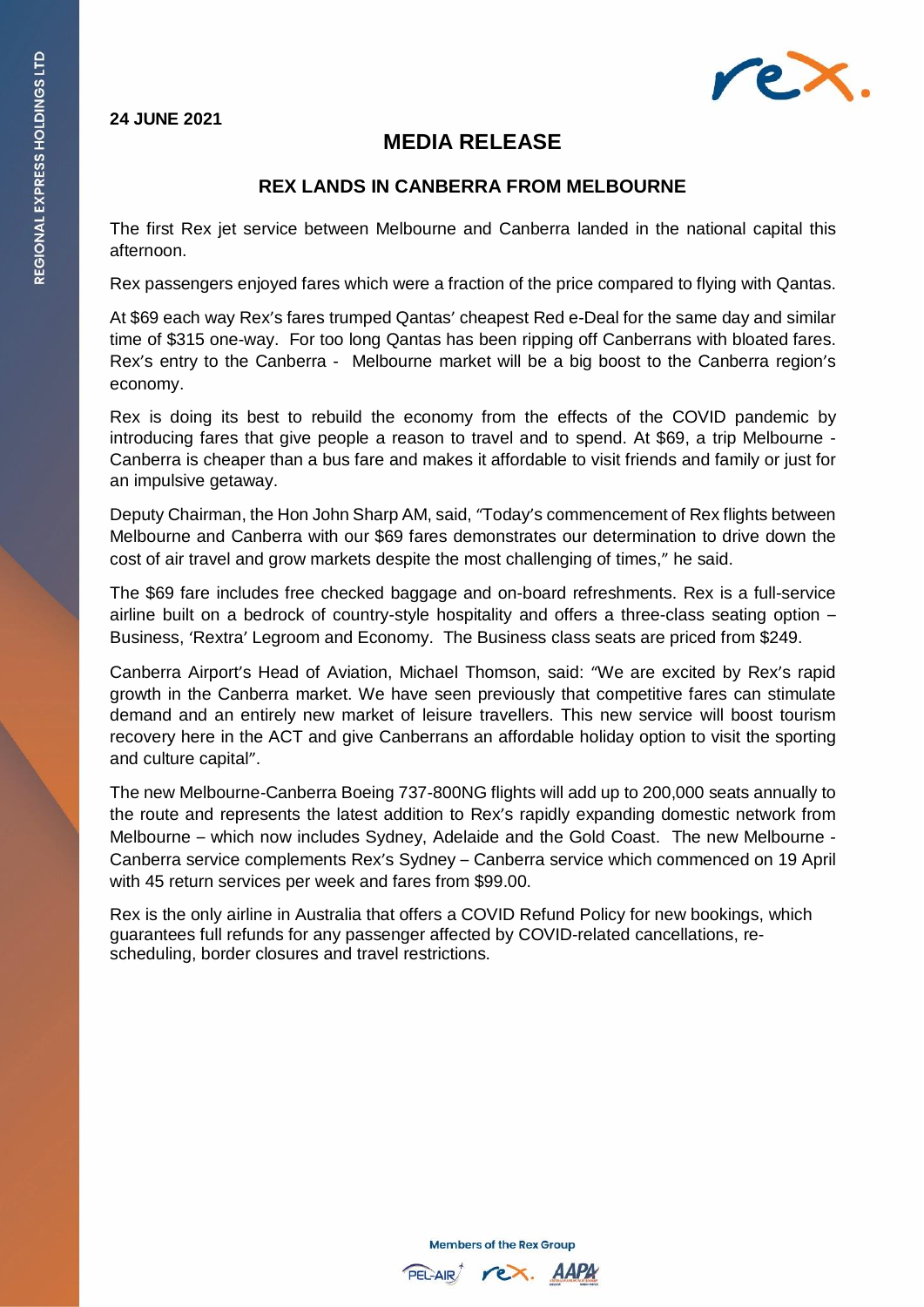**24 JUNE 2021**

# MEDIA RELEASE

## REX LANDS IN CANBERRA FROM MELBOURNE

The first Rex jet service between Melbourne and Canberra landed in the national capital this afternoon.

Rex passengers enjoyed fares which were a fraction of the price compared to flying with Qantas.

At $69 each way Rex's fares trumped Qantas' cheapest Red e-Deal for the same day and similar time of $315 one-way. For too long Qantas has been ripping off Canberrans with bloated fares. Rex's entry to the Canberra - Melbourne market will be a big boost to the Canberra region's economy.

Rex is doing its best to rebuild the economy from the effects of the COVID pandemic by introducing fares that give people a reason to travel and to spend. At $69, a trip Melbourne - Canberra is cheaper than a bus fare and makes it affordable to visit friends and family or just for an impulsive getaway.

Deputy Chairman, the Hon John Sharp AM, said, "Today's commencement of Rex flights between Melbourne and Canberra with our $69 fares demonstrates our determination to drive down the cost of air travel and grow markets despite the most challenging of times," he said.

The $69 fare includes free checked baggage and on-board refreshments. Rex is a full-service airline built on a bedrock of country-style hospitality and offers a three-class seating option – Business, 'Rextra' Legroom and Economy. The Business class seats are priced from $249.

Canberra Airport's Head of Aviation, Michael Thomson, said: "We are excited by Rex's rapid growth in the Canberra market. We have seen previously that competitive fares can stimulate demand and an entirely new market of leisure travellers. This new service will boost tourism recovery here in the ACT and give Canberrans an affordable holiday option to visit the sporting and culture capital".

The new Melbourne-Canberra Boeing 737-800NG flights will add up to 200,000 seats annually to the route and represents the latest addition to Rex's rapidly expanding domestic network from Melbourne – which now includes Sydney, Adelaide and the Gold Coast. The new Melbourne - Canberra service complements Rex's Sydney – Canberra service which commenced on 19 April with 45 return services per week and fares from $99.00.

Rex is the only airline in Australia that offers a COVID Refund Policy for new bookings, which guarantees full refunds for any passenger affected by COVID-related cancellations, re-scheduling, border closures and travel restrictions.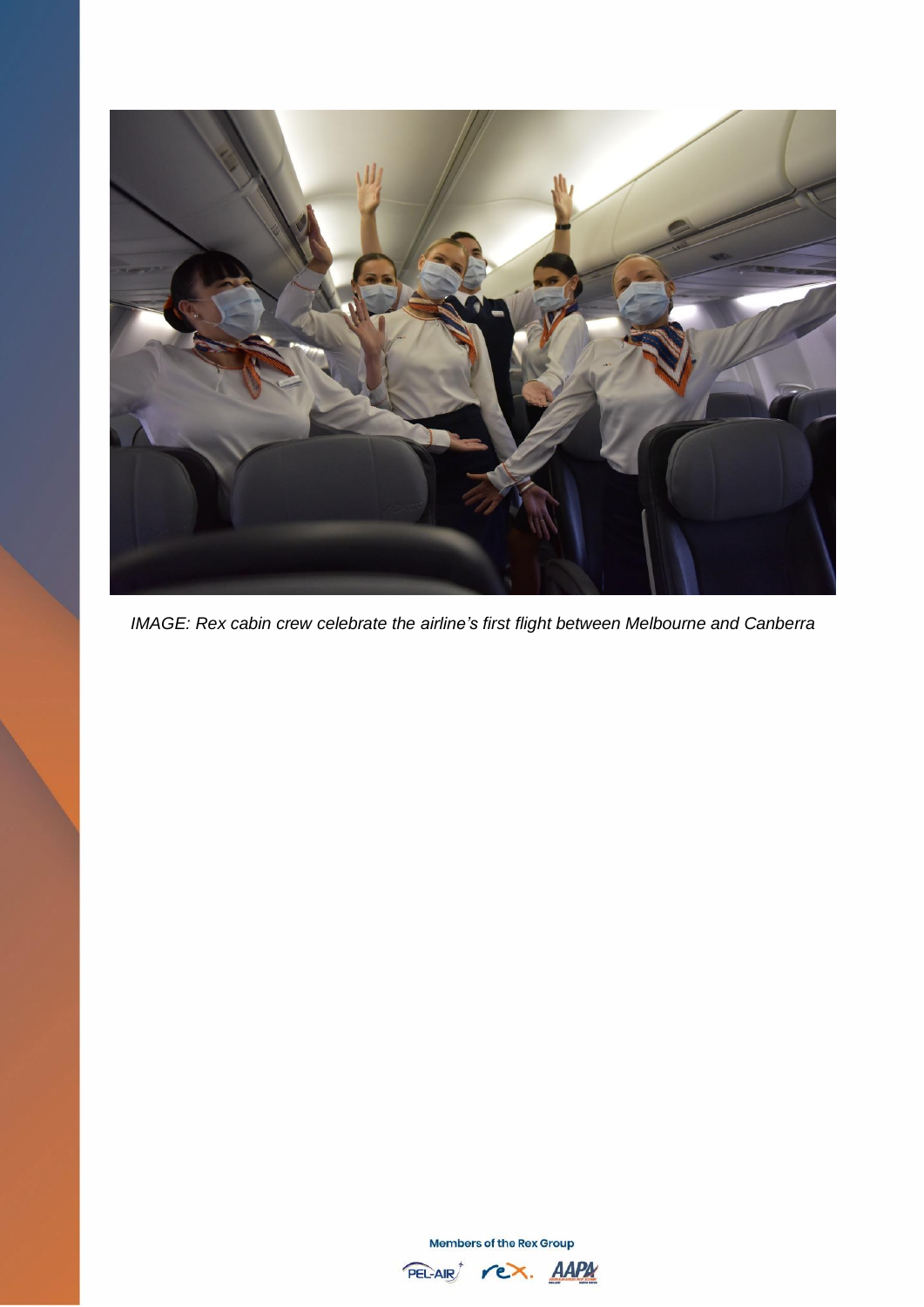IMAGE: Rex cabin crew celebrate the airline's first flight between Melbourne and Canberra

Members of the Rex Group